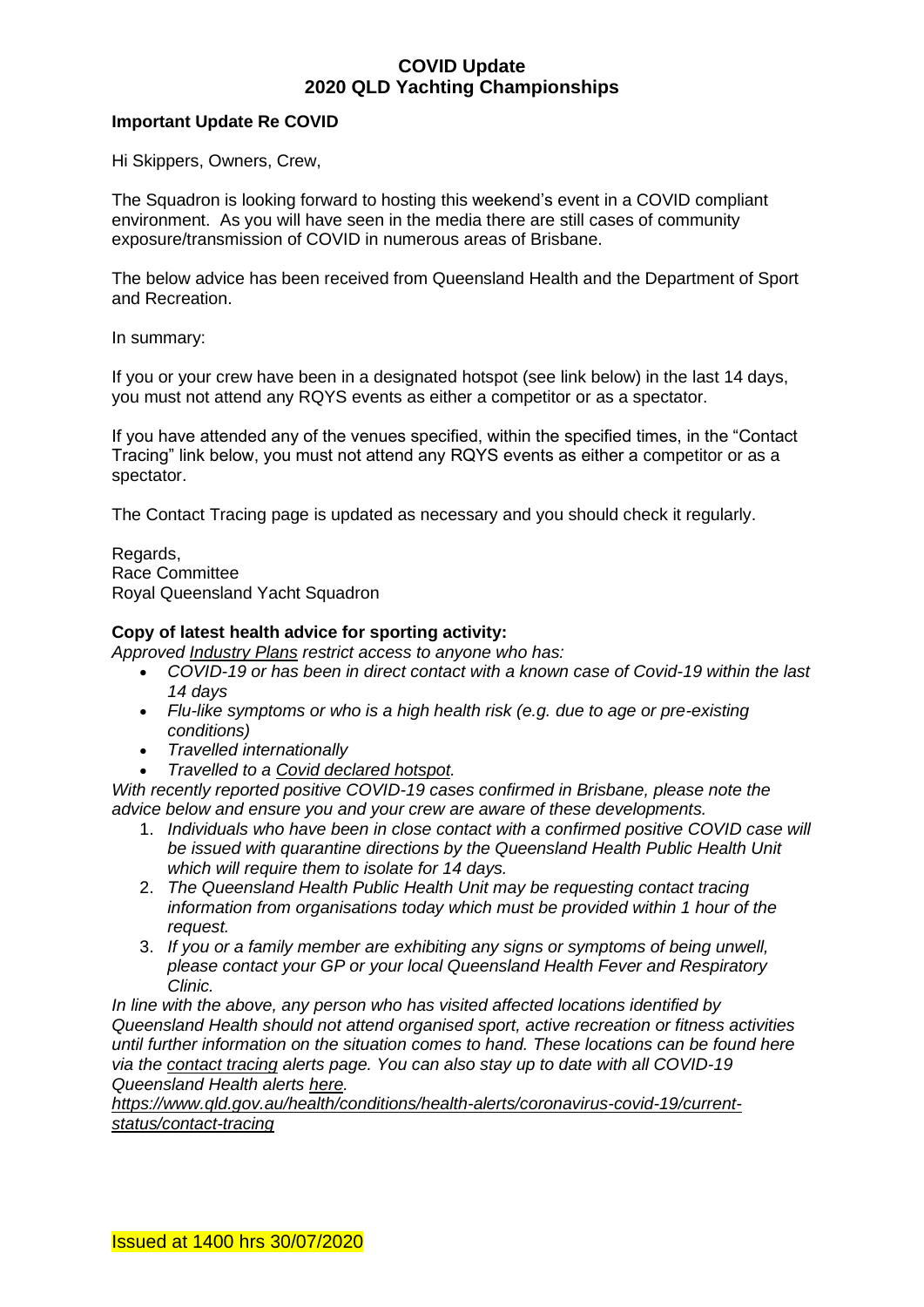# COVID Update
# 2020 QLD Yachting Championships

**Important Update Re COVID**

Hi Skippers, Owners, Crew,

The Squadron is looking forward to hosting this weekend's event in a COVID compliant environment. As you will have seen in the media there are still cases of community exposure/transmission of COVID in numerous areas of Brisbane.

The below advice has been received from Queensland Health and the Department of Sport and Recreation.

In summary:

If you or your crew have been in a designated hotspot (see link below) in the last 14 days, you must not attend any RQYS events as either a competitor or as a spectator.

If you have attended any of the venues specified, within the specified times, in the "Contact Tracing" link below, you must not attend any RQYS events as either a competitor or as a spectator.

The Contact Tracing page is updated as necessary and you should check it regularly.

Regards,
Race Committee
Royal Queensland Yacht Squadron

**Copy of latest health advice for sporting activity:**

*Approved Industry Plans restrict access to anyone who has:*

- *COVID-19 or has been in direct contact with a known case of Covid-19 within the last 14 days*
- *Flu-like symptoms or who is a high health risk (e.g. due to age or pre-existing conditions)*
- *Travelled internationally*
- *Travelled to a Covid declared hotspot.*

*With recently reported positive COVID-19 cases confirmed in Brisbane, please note the advice below and ensure you and your crew are aware of these developments.*

1. *Individuals who have been in close contact with a confirmed positive COVID case will be issued with quarantine directions by the Queensland Health Public Health Unit which will require them to isolate for 14 days.*
2. *The Queensland Health Public Health Unit may be requesting contact tracing information from organisations today which must be provided within 1 hour of the request.*
3. *If you or a family member are exhibiting any signs or symptoms of being unwell, please contact your GP or your local Queensland Health Fever and Respiratory Clinic.*

*In line with the above, any person who has visited affected locations identified by Queensland Health should not attend organised sport, active recreation or fitness activities until further information on the situation comes to hand. These locations can be found here via the contact tracing alerts page. You can also stay up to date with all COVID-19 Queensland Health alerts here.*

*https://www.qld.gov.au/health/conditions/health-alerts/coronavirus-covid-19/current-status/contact-tracing*

Issued at 1400 hrs 30/07/2020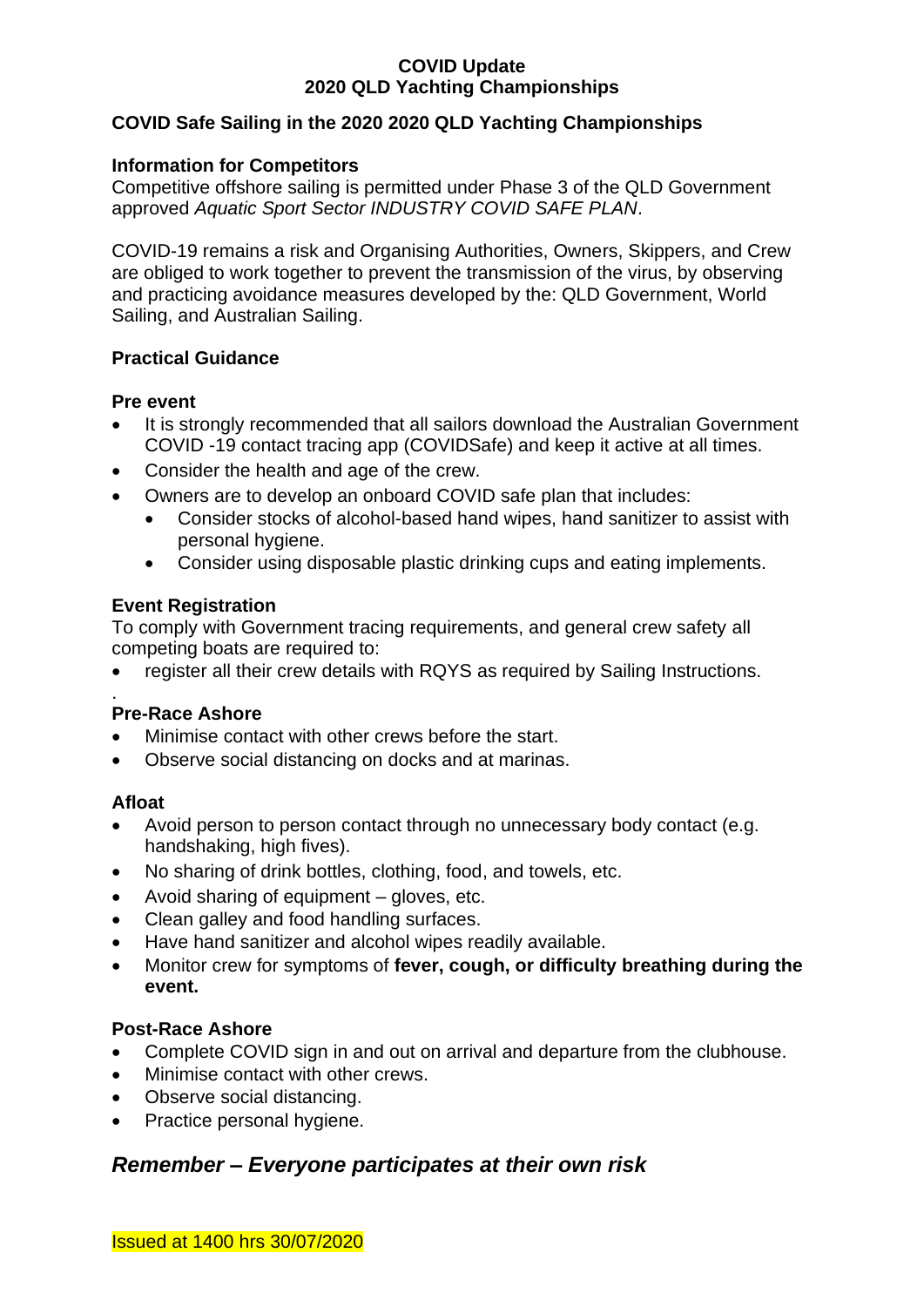**COVID Update**
**2020 QLD Yachting Championships**

## COVID Safe Sailing in the 2020 2020 QLD Yachting Championships

### Information for Competitors

Competitive offshore sailing is permitted under Phase 3 of the QLD Government approved *Aquatic Sport Sector INDUSTRY COVID SAFE PLAN*.

COVID-19 remains a risk and Organising Authorities, Owners, Skippers, and Crew are obliged to work together to prevent the transmission of the virus, by observing and practicing avoidance measures developed by the: QLD Government, World Sailing, and Australian Sailing.

### Practical Guidance

#### Pre event

- It is strongly recommended that all sailors download the Australian Government COVID -19 contact tracing app (COVIDSafe) and keep it active at all times.
- Consider the health and age of the crew.
- Owners are to develop an onboard COVID safe plan that includes:
  - Consider stocks of alcohol-based hand wipes, hand sanitizer to assist with personal hygiene.
  - Consider using disposable plastic drinking cups and eating implements.

#### Event Registration

To comply with Government tracing requirements, and general crew safety all competing boats are required to:

- register all their crew details with RQYS as required by Sailing Instructions.

.

#### Pre-Race Ashore

- Minimise contact with other crews before the start.
- Observe social distancing on docks and at marinas.

#### Afloat

- Avoid person to person contact through no unnecessary body contact (e.g. handshaking, high fives).
- No sharing of drink bottles, clothing, food, and towels, etc.
- Avoid sharing of equipment – gloves, etc.
- Clean galley and food handling surfaces.
- Have hand sanitizer and alcohol wipes readily available.
- Monitor crew for symptoms of **fever, cough, or difficulty breathing during the event.**

#### Post-Race Ashore

- Complete COVID sign in and out on arrival and departure from the clubhouse.
- Minimise contact with other crews.
- Observe social distancing.
- Practice personal hygiene.

## *Remember – Everyone participates at their own risk*

Issued at 1400 hrs 30/07/2020